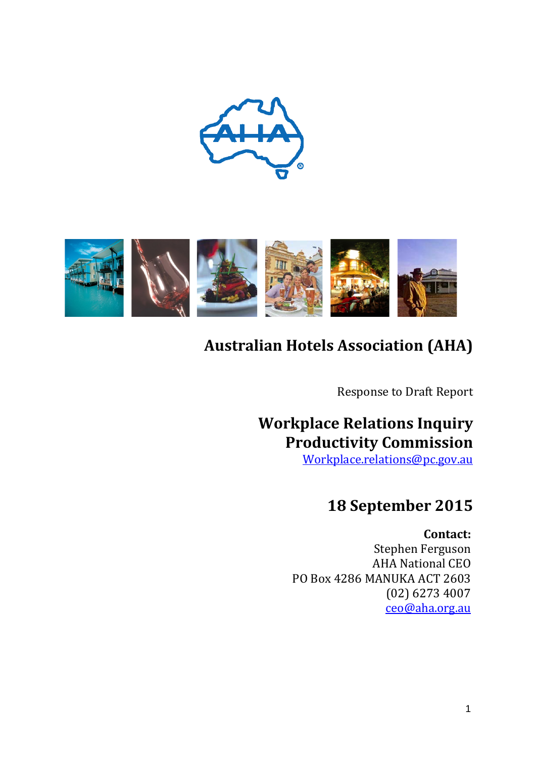# Australian Hotels Association (AHA)

Response to Draft Report

## Workplace Relations Inquiry
## Productivity Commission

Workplace.relations@pc.gov.au

## 18 September 2015

**Contact:**
Stephen Ferguson
AHA National CEO
PO Box 4286 MANUKA ACT 2603
(02) 6273 4007
ceo@aha.org.au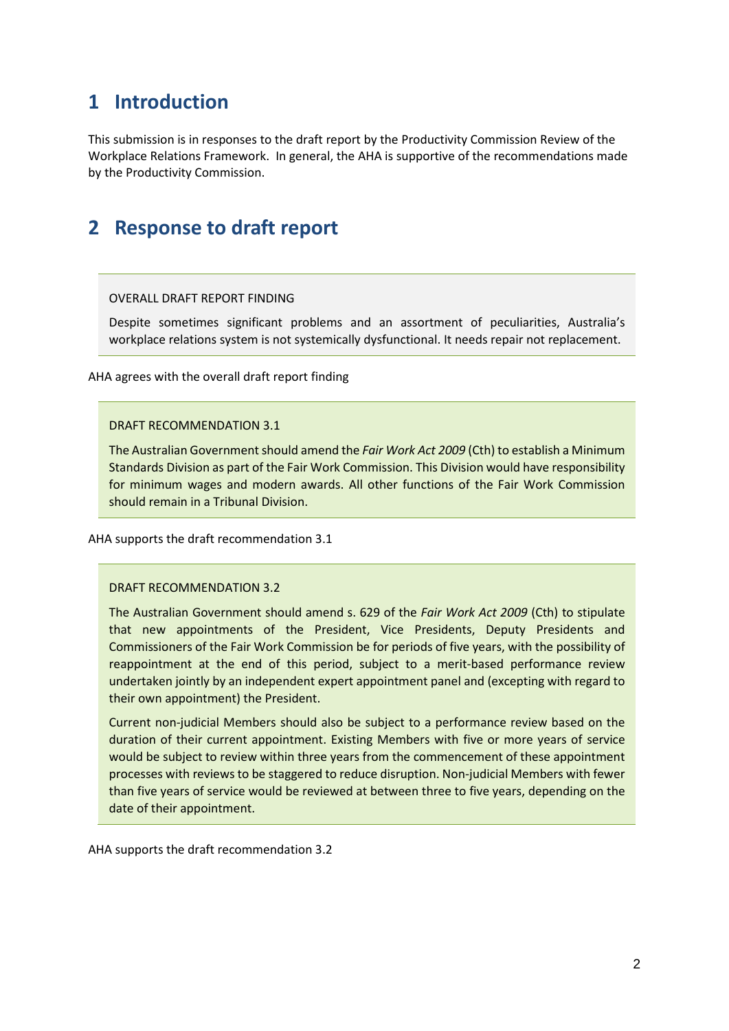# 1 Introduction

This submission is in responses to the draft report by the Productivity Commission Review of the Workplace Relations Framework. In general, the AHA is supportive of the recommendations made by the Productivity Commission.

# 2 Response to draft report

> OVERALL DRAFT REPORT FINDING
>
> Despite sometimes significant problems and an assortment of peculiarities, Australia's workplace relations system is not systemically dysfunctional. It needs repair not replacement.

AHA agrees with the overall draft report finding

> DRAFT RECOMMENDATION 3.1
>
> The Australian Government should amend the *Fair Work Act 2009* (Cth) to establish a Minimum Standards Division as part of the Fair Work Commission. This Division would have responsibility for minimum wages and modern awards. All other functions of the Fair Work Commission should remain in a Tribunal Division.

AHA supports the draft recommendation 3.1

> DRAFT RECOMMENDATION 3.2
>
> The Australian Government should amend s. 629 of the *Fair Work Act 2009* (Cth) to stipulate that new appointments of the President, Vice Presidents, Deputy Presidents and Commissioners of the Fair Work Commission be for periods of five years, with the possibility of reappointment at the end of this period, subject to a merit-based performance review undertaken jointly by an independent expert appointment panel and (excepting with regard to their own appointment) the President.
>
> Current non-judicial Members should also be subject to a performance review based on the duration of their current appointment. Existing Members with five or more years of service would be subject to review within three years from the commencement of these appointment processes with reviews to be staggered to reduce disruption. Non-judicial Members with fewer than five years of service would be reviewed at between three to five years, depending on the date of their appointment.

AHA supports the draft recommendation 3.2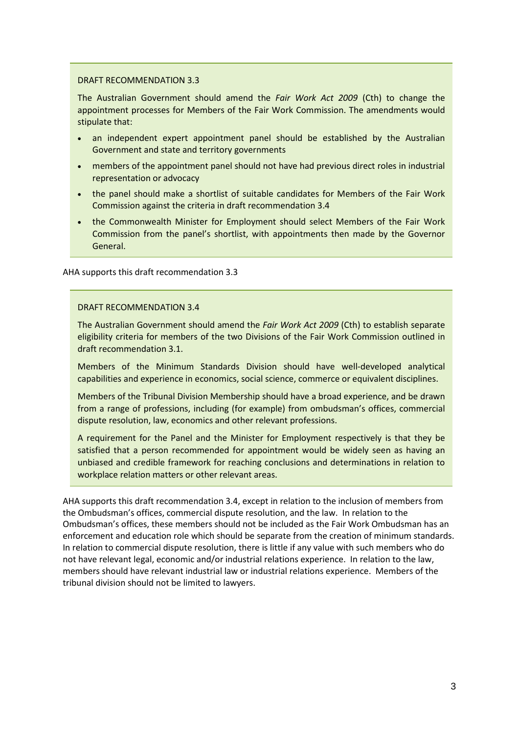> DRAFT RECOMMENDATION 3.3
>
> The Australian Government should amend the *Fair Work Act 2009* (Cth) to change the appointment processes for Members of the Fair Work Commission. The amendments would stipulate that:
>
> - an independent expert appointment panel should be established by the Australian Government and state and territory governments
> - members of the appointment panel should not have had previous direct roles in industrial representation or advocacy
> - the panel should make a shortlist of suitable candidates for Members of the Fair Work Commission against the criteria in draft recommendation 3.4
> - the Commonwealth Minister for Employment should select Members of the Fair Work Commission from the panel's shortlist, with appointments then made by the Governor General.

AHA supports this draft recommendation 3.3

> DRAFT RECOMMENDATION 3.4
>
> The Australian Government should amend the *Fair Work Act 2009* (Cth) to establish separate eligibility criteria for members of the two Divisions of the Fair Work Commission outlined in draft recommendation 3.1.
>
> Members of the Minimum Standards Division should have well-developed analytical capabilities and experience in economics, social science, commerce or equivalent disciplines.
>
> Members of the Tribunal Division Membership should have a broad experience, and be drawn from a range of professions, including (for example) from ombudsman's offices, commercial dispute resolution, law, economics and other relevant professions.
>
> A requirement for the Panel and the Minister for Employment respectively is that they be satisfied that a person recommended for appointment would be widely seen as having an unbiased and credible framework for reaching conclusions and determinations in relation to workplace relation matters or other relevant areas.

AHA supports this draft recommendation 3.4, except in relation to the inclusion of members from the Ombudsman's offices, commercial dispute resolution, and the law. In relation to the Ombudsman's offices, these members should not be included as the Fair Work Ombudsman has an enforcement and education role which should be separate from the creation of minimum standards. In relation to commercial dispute resolution, there is little if any value with such members who do not have relevant legal, economic and/or industrial relations experience. In relation to the law, members should have relevant industrial law or industrial relations experience. Members of the tribunal division should not be limited to lawyers.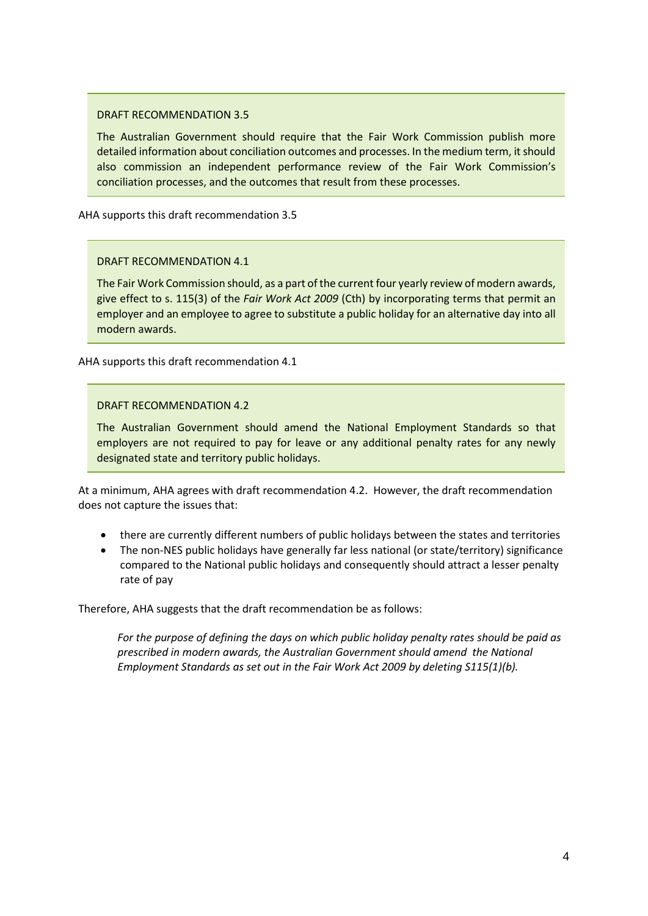> DRAFT RECOMMENDATION 3.5
>
> The Australian Government should require that the Fair Work Commission publish more detailed information about conciliation outcomes and processes. In the medium term, it should also commission an independent performance review of the Fair Work Commission's conciliation processes, and the outcomes that result from these processes.

AHA supports this draft recommendation 3.5

> DRAFT RECOMMENDATION 4.1
>
> The Fair Work Commission should, as a part of the current four yearly review of modern awards, give effect to s. 115(3) of the *Fair Work Act 2009* (Cth) by incorporating terms that permit an employer and an employee to agree to substitute a public holiday for an alternative day into all modern awards.

AHA supports this draft recommendation 4.1

> DRAFT RECOMMENDATION 4.2
>
> The Australian Government should amend the National Employment Standards so that employers are not required to pay for leave or any additional penalty rates for any newly designated state and territory public holidays.

At a minimum, AHA agrees with draft recommendation 4.2. However, the draft recommendation does not capture the issues that:

- there are currently different numbers of public holidays between the states and territories
- The non-NES public holidays have generally far less national (or state/territory) significance compared to the National public holidays and consequently should attract a lesser penalty rate of pay

Therefore, AHA suggests that the draft recommendation be as follows:

> *For the purpose of defining the days on which public holiday penalty rates should be paid as prescribed in modern awards, the Australian Government should amend the National Employment Standards as set out in the Fair Work Act 2009 by deleting S115(1)(b).*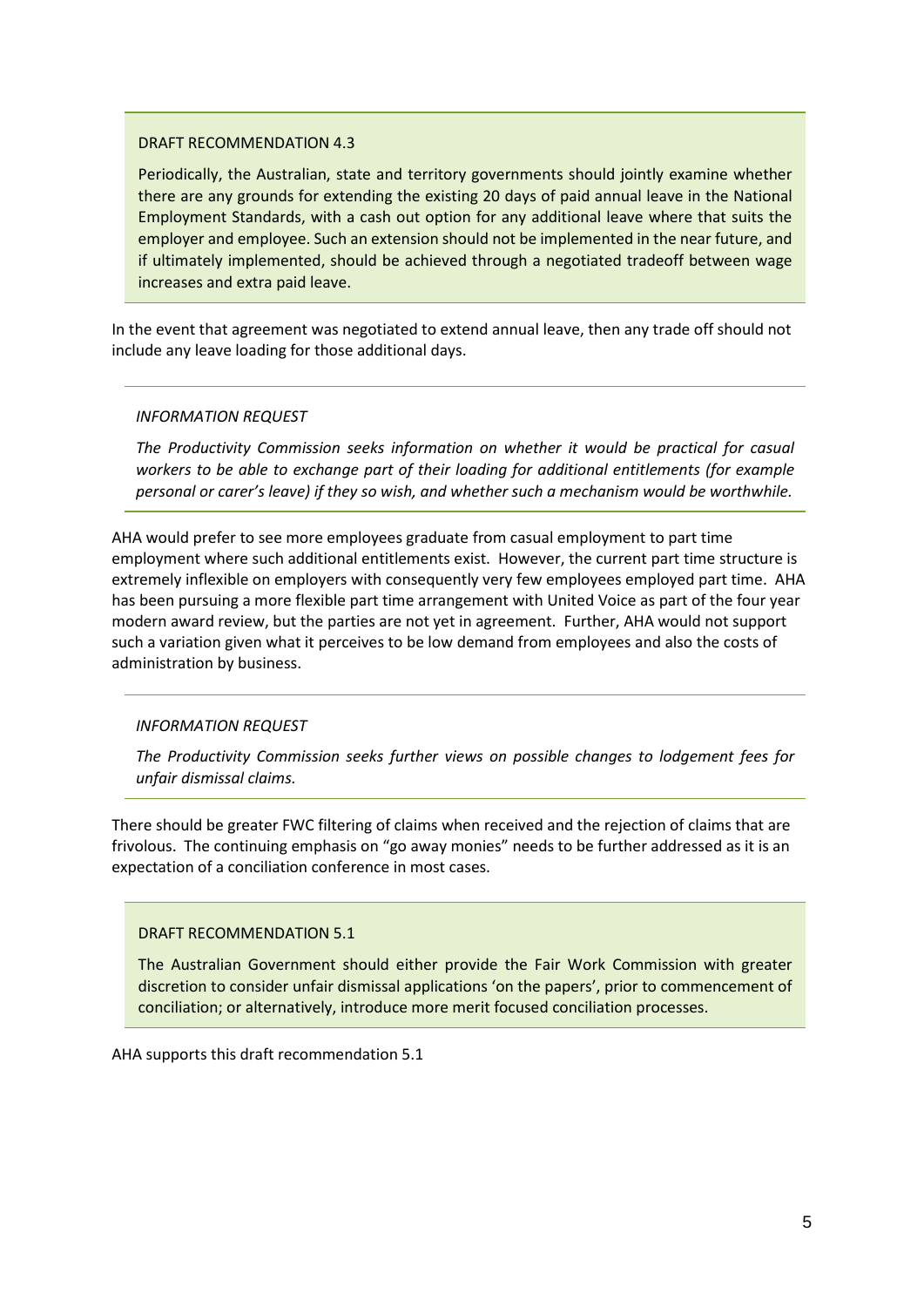> DRAFT RECOMMENDATION 4.3
>
> Periodically, the Australian, state and territory governments should jointly examine whether there are any grounds for extending the existing 20 days of paid annual leave in the National Employment Standards, with a cash out option for any additional leave where that suits the employer and employee. Such an extension should not be implemented in the near future, and if ultimately implemented, should be achieved through a negotiated tradeoff between wage increases and extra paid leave.

In the event that agreement was negotiated to extend annual leave, then any trade off should not include any leave loading for those additional days.

> *INFORMATION REQUEST*
>
> *The Productivity Commission seeks information on whether it would be practical for casual workers to be able to exchange part of their loading for additional entitlements (for example personal or carer's leave) if they so wish, and whether such a mechanism would be worthwhile.*

AHA would prefer to see more employees graduate from casual employment to part time employment where such additional entitlements exist. However, the current part time structure is extremely inflexible on employers with consequently very few employees employed part time. AHA has been pursuing a more flexible part time arrangement with United Voice as part of the four year modern award review, but the parties are not yet in agreement. Further, AHA would not support such a variation given what it perceives to be low demand from employees and also the costs of administration by business.

> *INFORMATION REQUEST*
>
> *The Productivity Commission seeks further views on possible changes to lodgement fees for unfair dismissal claims.*

There should be greater FWC filtering of claims when received and the rejection of claims that are frivolous. The continuing emphasis on "go away monies" needs to be further addressed as it is an expectation of a conciliation conference in most cases.

> DRAFT RECOMMENDATION 5.1
>
> The Australian Government should either provide the Fair Work Commission with greater discretion to consider unfair dismissal applications 'on the papers', prior to commencement of conciliation; or alternatively, introduce more merit focused conciliation processes.

AHA supports this draft recommendation 5.1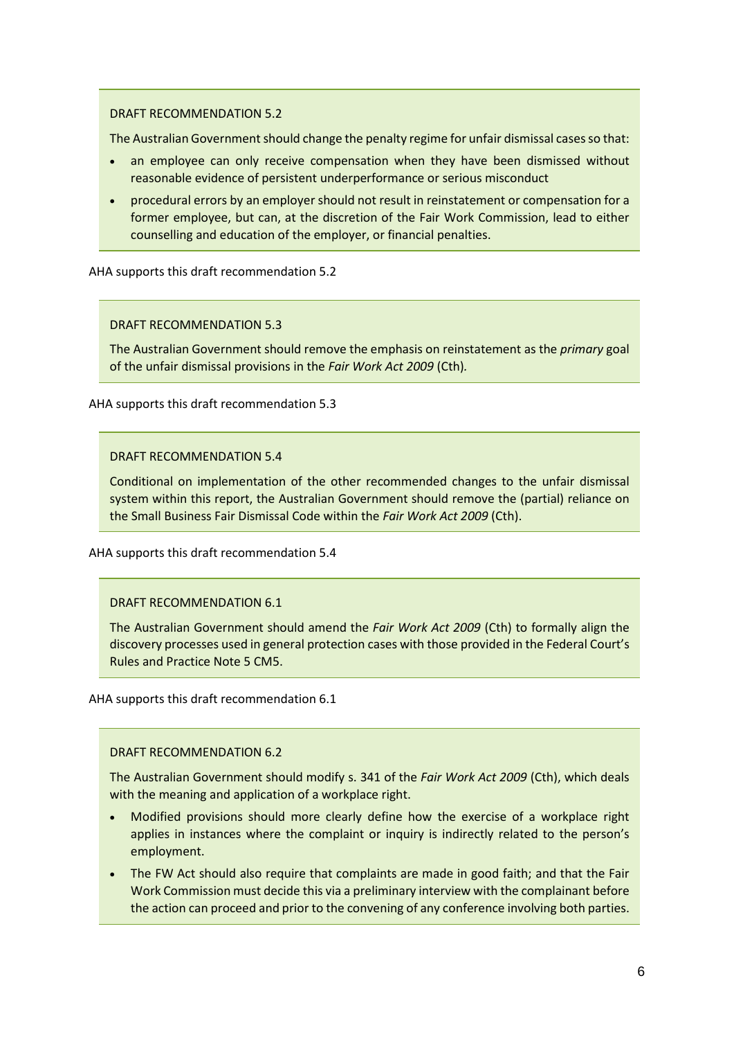DRAFT RECOMMENDATION 5.2

The Australian Government should change the penalty regime for unfair dismissal cases so that:

- an employee can only receive compensation when they have been dismissed without reasonable evidence of persistent underperformance or serious misconduct
- procedural errors by an employer should not result in reinstatement or compensation for a former employee, but can, at the discretion of the Fair Work Commission, lead to either counselling and education of the employer, or financial penalties.

AHA supports this draft recommendation 5.2

DRAFT RECOMMENDATION 5.3

The Australian Government should remove the emphasis on reinstatement as the *primary* goal of the unfair dismissal provisions in the *Fair Work Act 2009* (Cth).

AHA supports this draft recommendation 5.3

DRAFT RECOMMENDATION 5.4

Conditional on implementation of the other recommended changes to the unfair dismissal system within this report, the Australian Government should remove the (partial) reliance on the Small Business Fair Dismissal Code within the *Fair Work Act 2009* (Cth).

AHA supports this draft recommendation 5.4

DRAFT RECOMMENDATION 6.1

The Australian Government should amend the *Fair Work Act 2009* (Cth) to formally align the discovery processes used in general protection cases with those provided in the Federal Court's Rules and Practice Note 5 CM5.

AHA supports this draft recommendation 6.1

DRAFT RECOMMENDATION 6.2

The Australian Government should modify s. 341 of the *Fair Work Act 2009* (Cth), which deals with the meaning and application of a workplace right.

- Modified provisions should more clearly define how the exercise of a workplace right applies in instances where the complaint or inquiry is indirectly related to the person's employment.
- The FW Act should also require that complaints are made in good faith; and that the Fair Work Commission must decide this via a preliminary interview with the complainant before the action can proceed and prior to the convening of any conference involving both parties.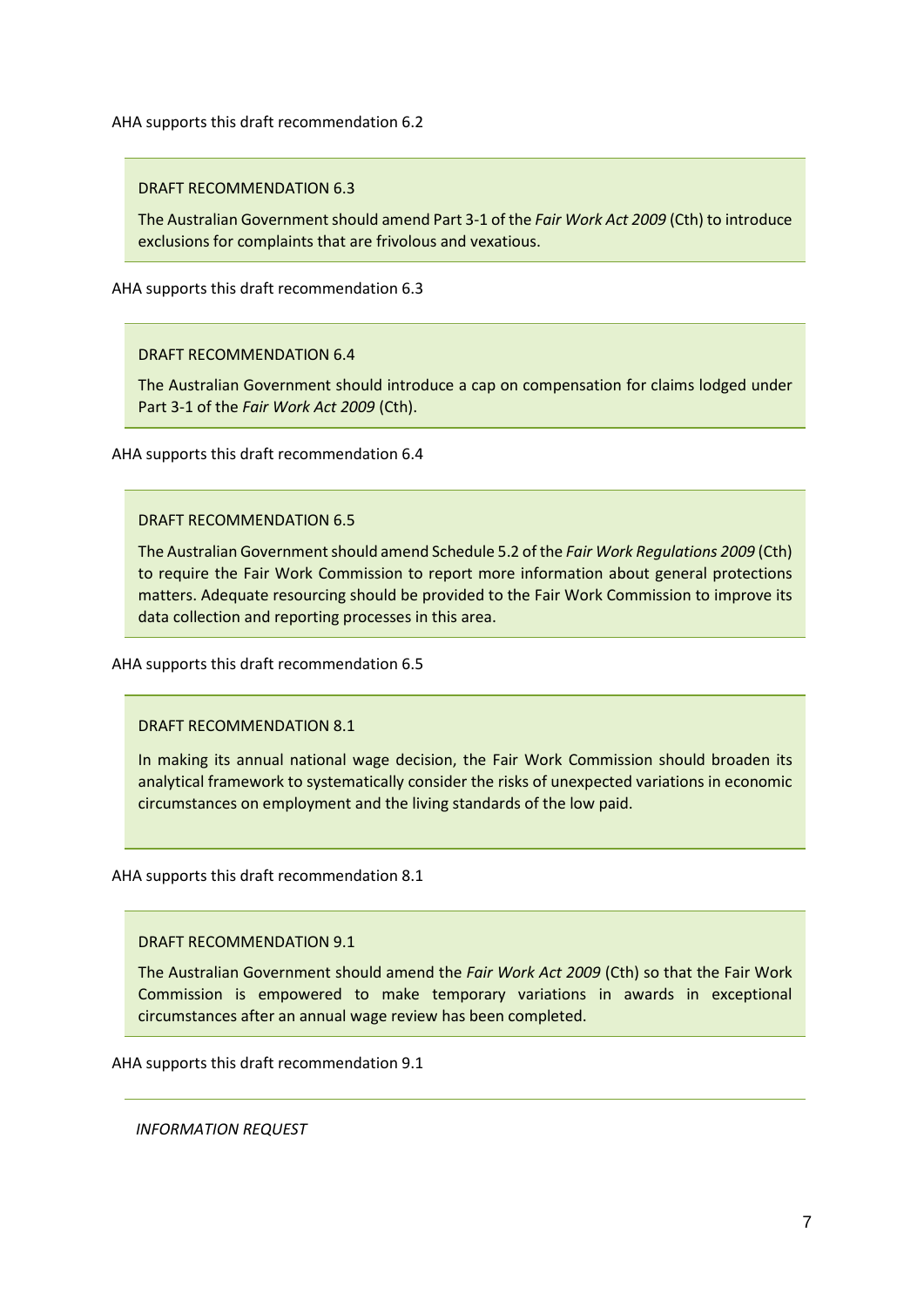AHA supports this draft recommendation 6.2

> DRAFT RECOMMENDATION 6.3
>
> The Australian Government should amend Part 3-1 of the *Fair Work Act 2009* (Cth) to introduce exclusions for complaints that are frivolous and vexatious.

AHA supports this draft recommendation 6.3

> DRAFT RECOMMENDATION 6.4
>
> The Australian Government should introduce a cap on compensation for claims lodged under Part 3-1 of the *Fair Work Act 2009* (Cth).

AHA supports this draft recommendation 6.4

> DRAFT RECOMMENDATION 6.5
>
> The Australian Government should amend Schedule 5.2 of the *Fair Work Regulations 2009* (Cth) to require the Fair Work Commission to report more information about general protections matters. Adequate resourcing should be provided to the Fair Work Commission to improve its data collection and reporting processes in this area.

AHA supports this draft recommendation 6.5

> DRAFT RECOMMENDATION 8.1
>
> In making its annual national wage decision, the Fair Work Commission should broaden its analytical framework to systematically consider the risks of unexpected variations in economic circumstances on employment and the living standards of the low paid.

AHA supports this draft recommendation 8.1

> DRAFT RECOMMENDATION 9.1
>
> The Australian Government should amend the *Fair Work Act 2009* (Cth) so that the Fair Work Commission is empowered to make temporary variations in awards in exceptional circumstances after an annual wage review has been completed.

AHA supports this draft recommendation 9.1

*INFORMATION REQUEST*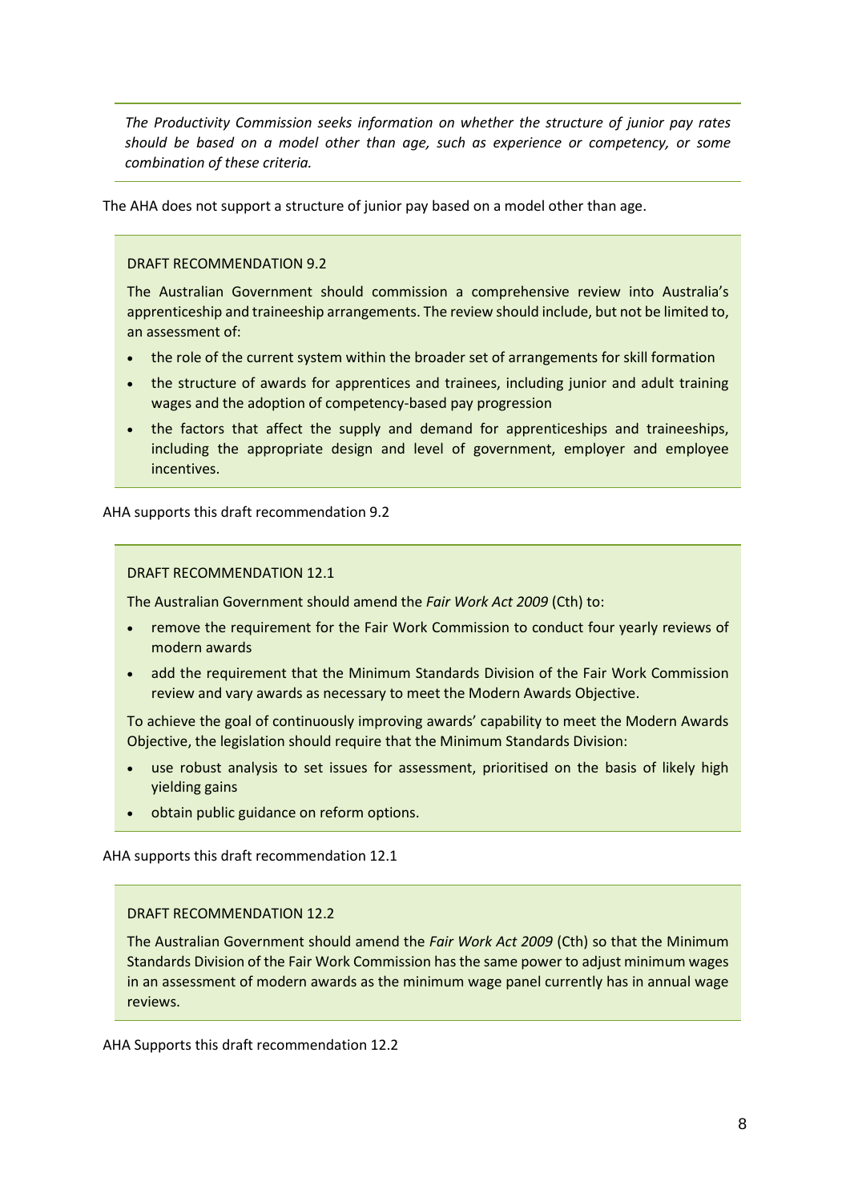*The Productivity Commission seeks information on whether the structure of junior pay rates should be based on a model other than age, such as experience or competency, or some combination of these criteria.*

The AHA does not support a structure of junior pay based on a model other than age.

DRAFT RECOMMENDATION 9.2

The Australian Government should commission a comprehensive review into Australia's apprenticeship and traineeship arrangements. The review should include, but not be limited to, an assessment of:

- the role of the current system within the broader set of arrangements for skill formation
- the structure of awards for apprentices and trainees, including junior and adult training wages and the adoption of competency-based pay progression
- the factors that affect the supply and demand for apprenticeships and traineeships, including the appropriate design and level of government, employer and employee incentives.

AHA supports this draft recommendation 9.2

DRAFT RECOMMENDATION 12.1

The Australian Government should amend the *Fair Work Act 2009* (Cth) to:

- remove the requirement for the Fair Work Commission to conduct four yearly reviews of modern awards
- add the requirement that the Minimum Standards Division of the Fair Work Commission review and vary awards as necessary to meet the Modern Awards Objective.

To achieve the goal of continuously improving awards' capability to meet the Modern Awards Objective, the legislation should require that the Minimum Standards Division:

- use robust analysis to set issues for assessment, prioritised on the basis of likely high yielding gains
- obtain public guidance on reform options.

AHA supports this draft recommendation 12.1

DRAFT RECOMMENDATION 12.2

The Australian Government should amend the *Fair Work Act 2009* (Cth) so that the Minimum Standards Division of the Fair Work Commission has the same power to adjust minimum wages in an assessment of modern awards as the minimum wage panel currently has in annual wage reviews.

AHA Supports this draft recommendation 12.2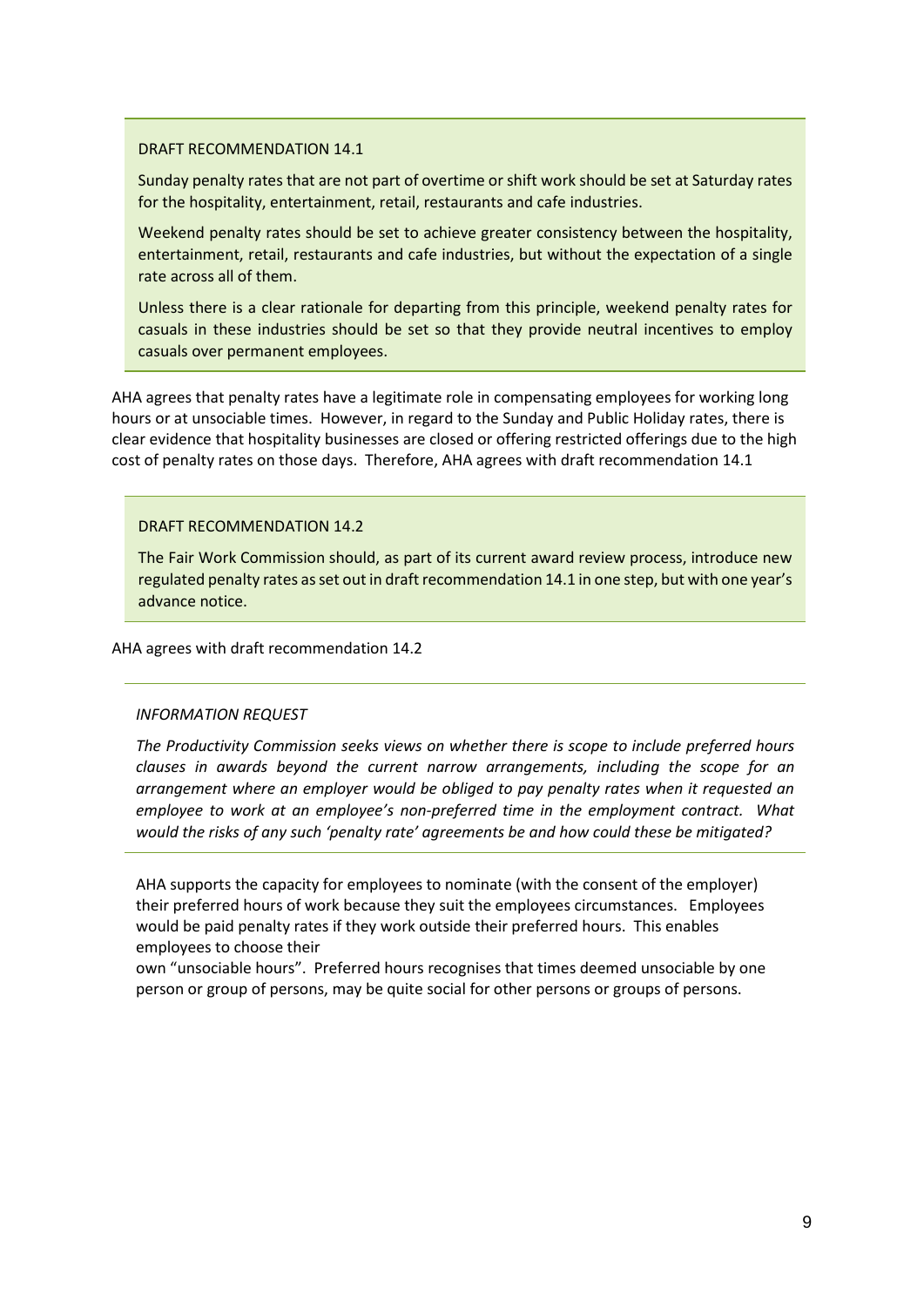> DRAFT RECOMMENDATION 14.1
>
> Sunday penalty rates that are not part of overtime or shift work should be set at Saturday rates for the hospitality, entertainment, retail, restaurants and cafe industries.
>
> Weekend penalty rates should be set to achieve greater consistency between the hospitality, entertainment, retail, restaurants and cafe industries, but without the expectation of a single rate across all of them.
>
> Unless there is a clear rationale for departing from this principle, weekend penalty rates for casuals in these industries should be set so that they provide neutral incentives to employ casuals over permanent employees.

AHA agrees that penalty rates have a legitimate role in compensating employees for working long hours or at unsociable times. However, in regard to the Sunday and Public Holiday rates, there is clear evidence that hospitality businesses are closed or offering restricted offerings due to the high cost of penalty rates on those days. Therefore, AHA agrees with draft recommendation 14.1

> DRAFT RECOMMENDATION 14.2
>
> The Fair Work Commission should, as part of its current award review process, introduce new regulated penalty rates as set out in draft recommendation 14.1 in one step, but with one year's advance notice.

AHA agrees with draft recommendation 14.2

> *INFORMATION REQUEST*
>
> *The Productivity Commission seeks views on whether there is scope to include preferred hours clauses in awards beyond the current narrow arrangements, including the scope for an arrangement where an employer would be obliged to pay penalty rates when it requested an employee to work at an employee's non-preferred time in the employment contract. What would the risks of any such 'penalty rate' agreements be and how could these be mitigated?*

AHA supports the capacity for employees to nominate (with the consent of the employer) their preferred hours of work because they suit the employees circumstances. Employees would be paid penalty rates if they work outside their preferred hours. This enables employees to choose their own "unsociable hours". Preferred hours recognises that times deemed unsociable by one person or group of persons, may be quite social for other persons or groups of persons.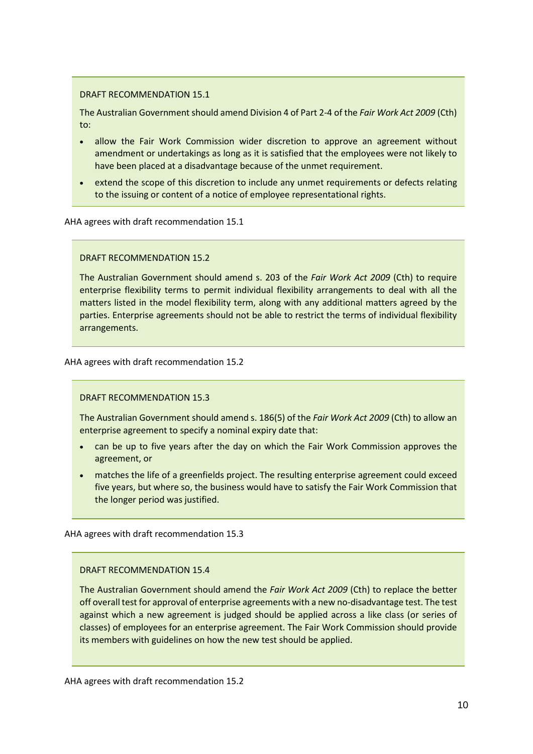> DRAFT RECOMMENDATION 15.1
>
> The Australian Government should amend Division 4 of Part 2-4 of the *Fair Work Act 2009* (Cth) to:
>
> - allow the Fair Work Commission wider discretion to approve an agreement without amendment or undertakings as long as it is satisfied that the employees were not likely to have been placed at a disadvantage because of the unmet requirement.
> - extend the scope of this discretion to include any unmet requirements or defects relating to the issuing or content of a notice of employee representational rights.

AHA agrees with draft recommendation 15.1

> DRAFT RECOMMENDATION 15.2
>
> The Australian Government should amend s. 203 of the *Fair Work Act 2009* (Cth) to require enterprise flexibility terms to permit individual flexibility arrangements to deal with all the matters listed in the model flexibility term, along with any additional matters agreed by the parties. Enterprise agreements should not be able to restrict the terms of individual flexibility arrangements.

AHA agrees with draft recommendation 15.2

> DRAFT RECOMMENDATION 15.3
>
> The Australian Government should amend s. 186(5) of the *Fair Work Act 2009* (Cth) to allow an enterprise agreement to specify a nominal expiry date that:
>
> - can be up to five years after the day on which the Fair Work Commission approves the agreement, or
> - matches the life of a greenfields project. The resulting enterprise agreement could exceed five years, but where so, the business would have to satisfy the Fair Work Commission that the longer period was justified.

AHA agrees with draft recommendation 15.3

> DRAFT RECOMMENDATION 15.4
>
> The Australian Government should amend the *Fair Work Act 2009* (Cth) to replace the better off overall test for approval of enterprise agreements with a new no-disadvantage test. The test against which a new agreement is judged should be applied across a like class (or series of classes) of employees for an enterprise agreement. The Fair Work Commission should provide its members with guidelines on how the new test should be applied.

AHA agrees with draft recommendation 15.2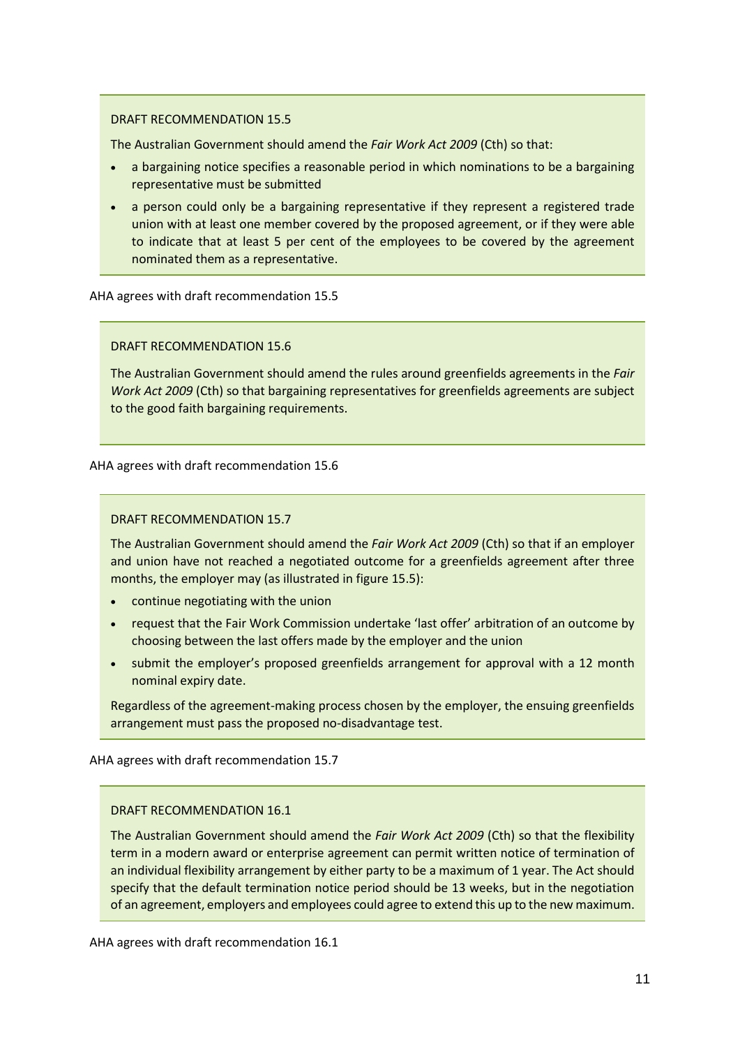DRAFT RECOMMENDATION 15.5

The Australian Government should amend the *Fair Work Act 2009* (Cth) so that:

- a bargaining notice specifies a reasonable period in which nominations to be a bargaining representative must be submitted
- a person could only be a bargaining representative if they represent a registered trade union with at least one member covered by the proposed agreement, or if they were able to indicate that at least 5 per cent of the employees to be covered by the agreement nominated them as a representative.

AHA agrees with draft recommendation 15.5

DRAFT RECOMMENDATION 15.6

The Australian Government should amend the rules around greenfields agreements in the *Fair Work Act 2009* (Cth) so that bargaining representatives for greenfields agreements are subject to the good faith bargaining requirements.

AHA agrees with draft recommendation 15.6

DRAFT RECOMMENDATION 15.7

The Australian Government should amend the *Fair Work Act 2009* (Cth) so that if an employer and union have not reached a negotiated outcome for a greenfields agreement after three months, the employer may (as illustrated in figure 15.5):

- continue negotiating with the union
- request that the Fair Work Commission undertake 'last offer' arbitration of an outcome by choosing between the last offers made by the employer and the union
- submit the employer's proposed greenfields arrangement for approval with a 12 month nominal expiry date.

Regardless of the agreement-making process chosen by the employer, the ensuing greenfields arrangement must pass the proposed no-disadvantage test.

AHA agrees with draft recommendation 15.7

DRAFT RECOMMENDATION 16.1

The Australian Government should amend the *Fair Work Act 2009* (Cth) so that the flexibility term in a modern award or enterprise agreement can permit written notice of termination of an individual flexibility arrangement by either party to be a maximum of 1 year. The Act should specify that the default termination notice period should be 13 weeks, but in the negotiation of an agreement, employers and employees could agree to extend this up to the new maximum.

AHA agrees with draft recommendation 16.1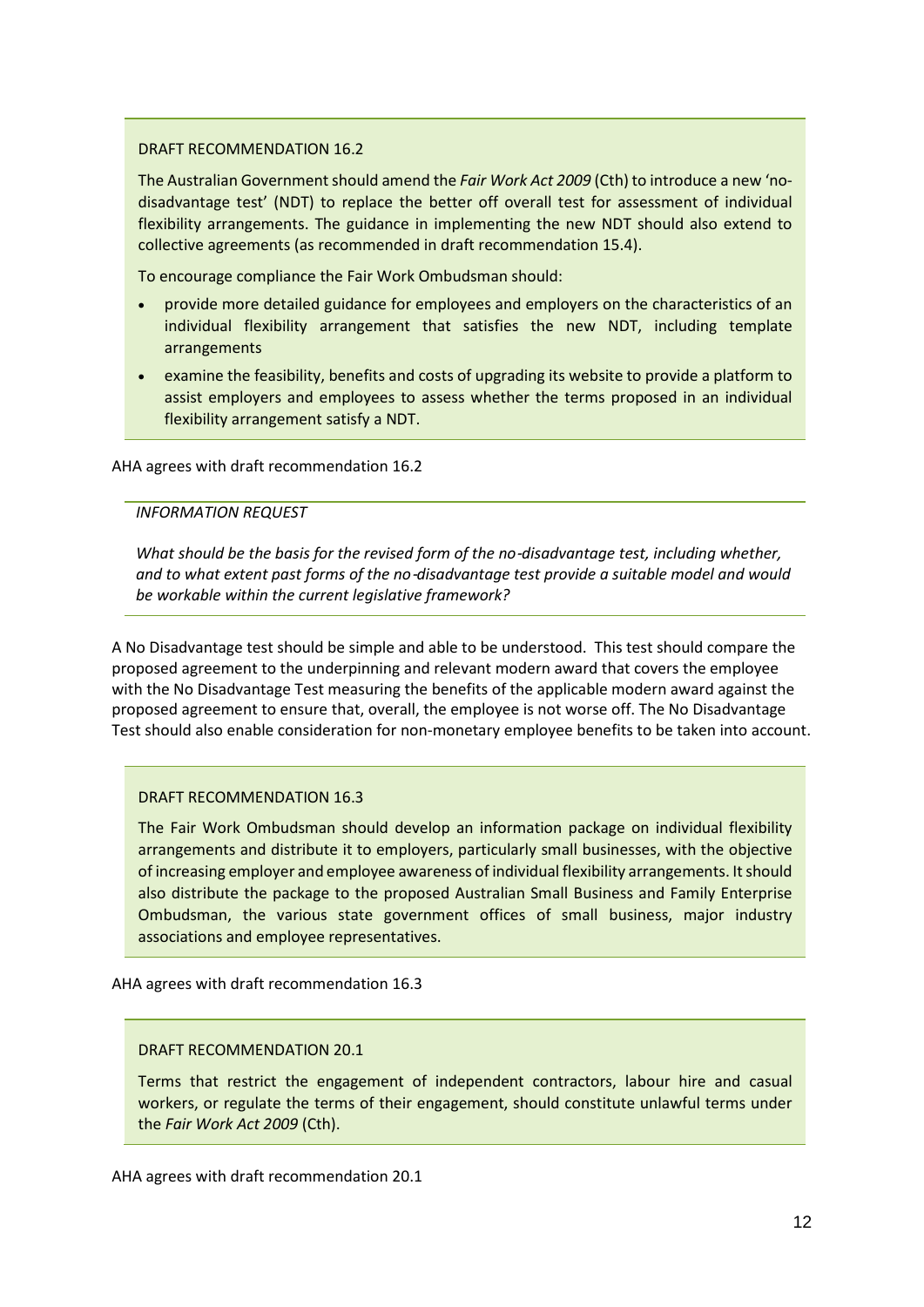> DRAFT RECOMMENDATION 16.2
>
> The Australian Government should amend the *Fair Work Act 2009* (Cth) to introduce a new 'no-disadvantage test' (NDT) to replace the better off overall test for assessment of individual flexibility arrangements. The guidance in implementing the new NDT should also extend to collective agreements (as recommended in draft recommendation 15.4).
>
> To encourage compliance the Fair Work Ombudsman should:
>
> - provide more detailed guidance for employees and employers on the characteristics of an individual flexibility arrangement that satisfies the new NDT, including template arrangements
> - examine the feasibility, benefits and costs of upgrading its website to provide a platform to assist employers and employees to assess whether the terms proposed in an individual flexibility arrangement satisfy a NDT.

AHA agrees with draft recommendation 16.2

> *INFORMATION REQUEST*
>
> *What should be the basis for the revised form of the no-disadvantage test, including whether, and to what extent past forms of the no-disadvantage test provide a suitable model and would be workable within the current legislative framework?*

A No Disadvantage test should be simple and able to be understood. This test should compare the proposed agreement to the underpinning and relevant modern award that covers the employee with the No Disadvantage Test measuring the benefits of the applicable modern award against the proposed agreement to ensure that, overall, the employee is not worse off. The No Disadvantage Test should also enable consideration for non-monetary employee benefits to be taken into account.

> DRAFT RECOMMENDATION 16.3
>
> The Fair Work Ombudsman should develop an information package on individual flexibility arrangements and distribute it to employers, particularly small businesses, with the objective of increasing employer and employee awareness of individual flexibility arrangements. It should also distribute the package to the proposed Australian Small Business and Family Enterprise Ombudsman, the various state government offices of small business, major industry associations and employee representatives.

AHA agrees with draft recommendation 16.3

> DRAFT RECOMMENDATION 20.1
>
> Terms that restrict the engagement of independent contractors, labour hire and casual workers, or regulate the terms of their engagement, should constitute unlawful terms under the *Fair Work Act 2009* (Cth).

AHA agrees with draft recommendation 20.1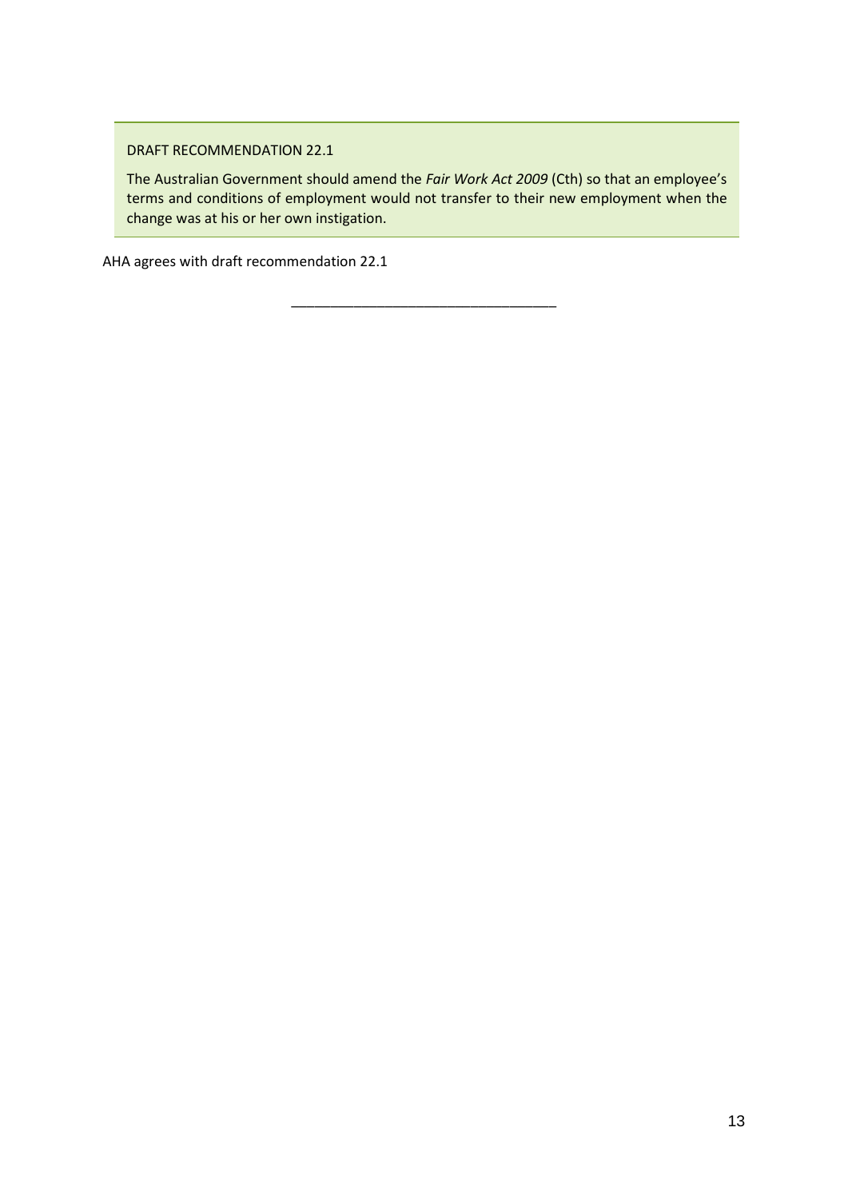DRAFT RECOMMENDATION 22.1

The Australian Government should amend the *Fair Work Act 2009* (Cth) so that an employee's terms and conditions of employment would not transfer to their new employment when the change was at his or her own instigation.

AHA agrees with draft recommendation 22.1

---